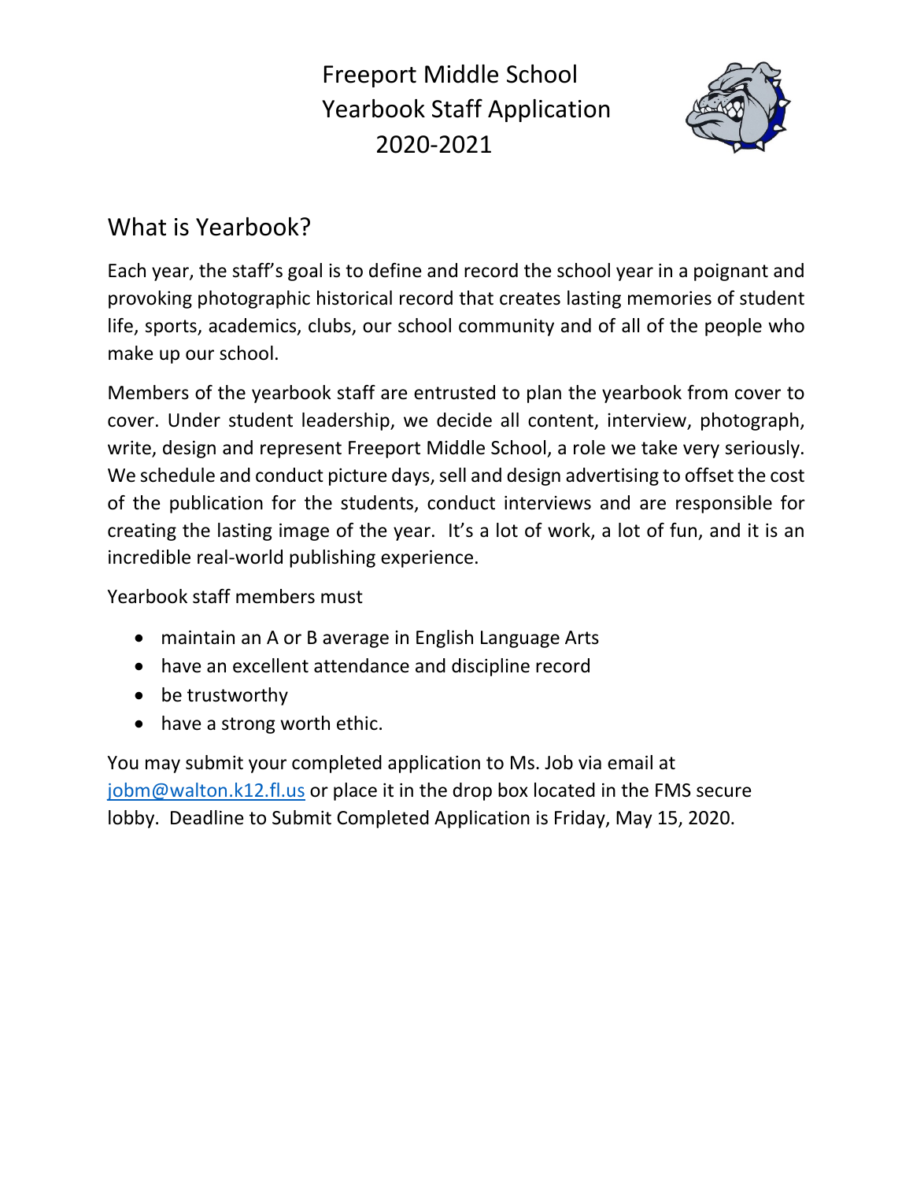# Freeport Middle School
# Yearbook Staff Application
# 2020-2021

## What is Yearbook?

Each year, the staff's goal is to define and record the school year in a poignant and provoking photographic historical record that creates lasting memories of student life, sports, academics, clubs, our school community and of all of the people who make up our school.

Members of the yearbook staff are entrusted to plan the yearbook from cover to cover. Under student leadership, we decide all content, interview, photograph, write, design and represent Freeport Middle School, a role we take very seriously. We schedule and conduct picture days, sell and design advertising to offset the cost of the publication for the students, conduct interviews and are responsible for creating the lasting image of the year. It's a lot of work, a lot of fun, and it is an incredible real-world publishing experience.

Yearbook staff members must

- maintain an A or B average in English Language Arts
- have an excellent attendance and discipline record
- be trustworthy
- have a strong worth ethic.

You may submit your completed application to Ms. Job via email at jobm@walton.k12.fl.us or place it in the drop box located in the FMS secure lobby. Deadline to Submit Completed Application is Friday, May 15, 2020.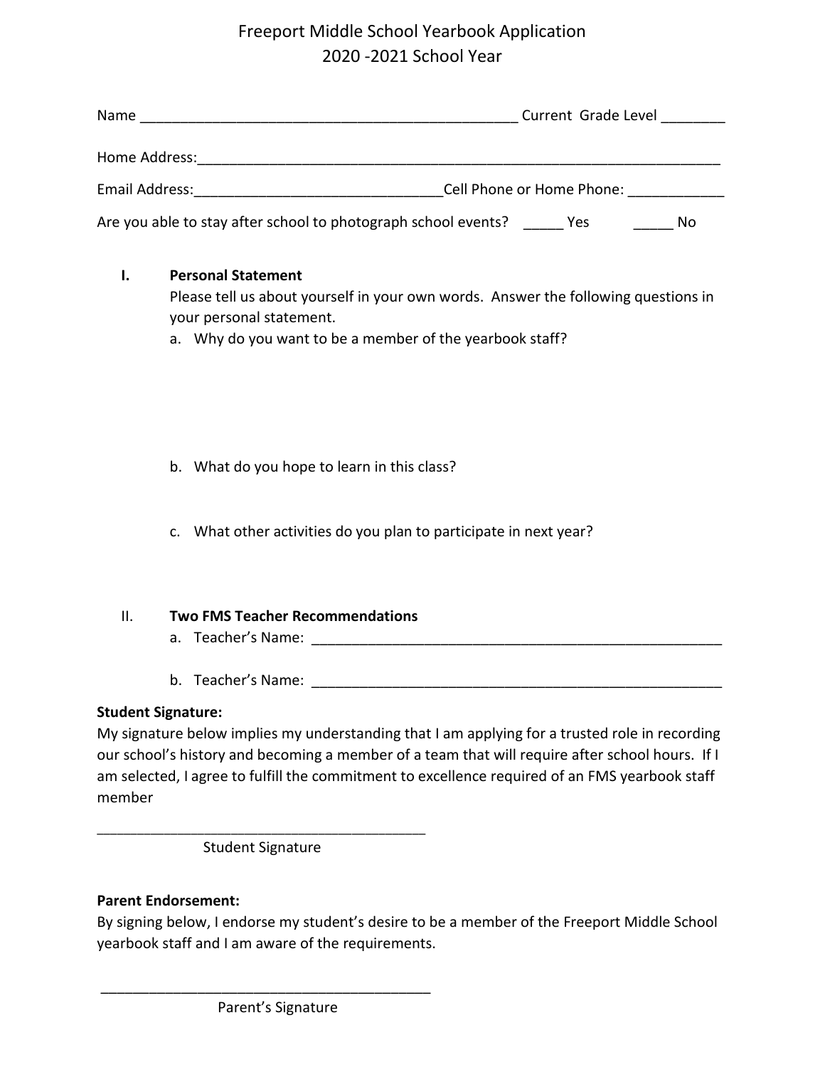# Freeport Middle School Yearbook Application
## 2020 -2021 School Year

Name \_\_\_\_\_\_\_\_\_\_\_\_\_\_\_\_\_\_\_\_\_\_\_\_\_\_\_\_\_\_\_\_\_\_\_\_\_\_\_\_\_\_\_\_\_\_\_\_ Current Grade Level \_\_\_\_\_\_\_\_

Home Address:\_\_\_\_\_\_\_\_\_\_\_\_\_\_\_\_\_\_\_\_\_\_\_\_\_\_\_\_\_\_\_\_\_\_\_\_\_\_\_\_\_\_\_\_\_\_\_\_\_\_\_\_\_\_\_\_\_\_\_\_\_\_\_\_

Email Address:\_\_\_\_\_\_\_\_\_\_\_\_\_\_\_\_\_\_\_\_\_\_\_\_\_\_\_\_\_\_\_Cell Phone or Home Phone: \_\_\_\_\_\_\_\_\_\_\_\_

Are you able to stay after school to photograph school events? \_\_\_\_\_ Yes \_\_\_\_\_ No

I. **Personal Statement**

Please tell us about yourself in your own words. Answer the following questions in your personal statement.

a. Why do you want to be a member of the yearbook staff?

b. What do you hope to learn in this class?

c. What other activities do you plan to participate in next year?

II. **Two FMS Teacher Recommendations**

a. Teacher's Name: \_\_\_\_\_\_\_\_\_\_\_\_\_\_\_\_\_\_\_\_\_\_\_\_\_\_\_\_\_\_\_\_\_\_\_\_\_\_\_\_\_\_\_\_\_\_\_\_\_\_\_\_

b. Teacher's Name: \_\_\_\_\_\_\_\_\_\_\_\_\_\_\_\_\_\_\_\_\_\_\_\_\_\_\_\_\_\_\_\_\_\_\_\_\_\_\_\_\_\_\_\_\_\_\_\_\_\_\_\_

**Student Signature:**

My signature below implies my understanding that I am applying for a trusted role in recording our school's history and becoming a member of a team that will require after school hours. If I am selected, I agree to fulfill the commitment to excellence required of an FMS yearbook staff member

\_\_\_\_\_\_\_\_\_\_\_\_\_\_\_\_\_\_\_\_\_\_\_\_\_\_\_\_\_\_\_\_\_\_\_\_\_\_\_\_\_\_\_

Student Signature

**Parent Endorsement:**

By signing below, I endorse my student's desire to be a member of the Freeport Middle School yearbook staff and I am aware of the requirements.

\_\_\_\_\_\_\_\_\_\_\_\_\_\_\_\_\_\_\_\_\_\_\_\_\_\_\_\_\_\_\_\_\_\_\_\_\_\_\_\_\_\_\_

Parent's Signature